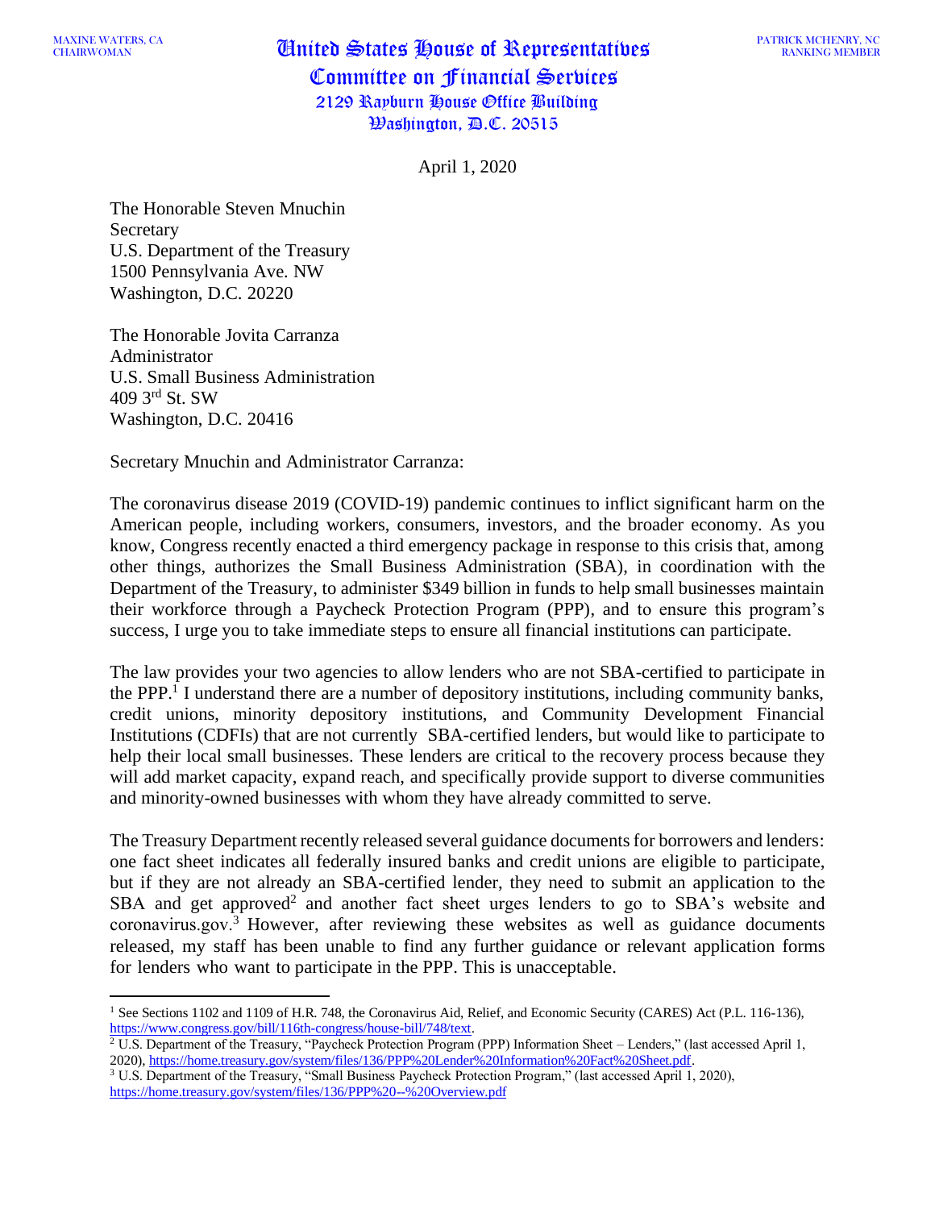MAXINE WATERS, CA
CHAIRWOMAN

# United States House of Representatives
## Committee on Financial Services
2129 Rayburn House Office Building
Washington, D.C. 20515

PATRICK MCHENRY, NC
RANKING MEMBER

April 1, 2020

The Honorable Steven Mnuchin
Secretary
U.S. Department of the Treasury
1500 Pennsylvania Ave. NW
Washington, D.C. 20220

The Honorable Jovita Carranza
Administrator
U.S. Small Business Administration
409 3rd St. SW
Washington, D.C. 20416

Secretary Mnuchin and Administrator Carranza:

The coronavirus disease 2019 (COVID-19) pandemic continues to inflict significant harm on the American people, including workers, consumers, investors, and the broader economy. As you know, Congress recently enacted a third emergency package in response to this crisis that, among other things, authorizes the Small Business Administration (SBA), in coordination with the Department of the Treasury, to administer $349 billion in funds to help small businesses maintain their workforce through a Paycheck Protection Program (PPP), and to ensure this program's success, I urge you to take immediate steps to ensure all financial institutions can participate.

The law provides your two agencies to allow lenders who are not SBA-certified to participate in the PPP.[1] I understand there are a number of depository institutions, including community banks, credit unions, minority depository institutions, and Community Development Financial Institutions (CDFIs) that are not currently SBA-certified lenders, but would like to participate to help their local small businesses. These lenders are critical to the recovery process because they will add market capacity, expand reach, and specifically provide support to diverse communities and minority-owned businesses with whom they have already committed to serve.

The Treasury Department recently released several guidance documents for borrowers and lenders: one fact sheet indicates all federally insured banks and credit unions are eligible to participate, but if they are not already an SBA-certified lender, they need to submit an application to the SBA and get approved[2] and another fact sheet urges lenders to go to SBA's website and coronavirus.gov.[3] However, after reviewing these websites as well as guidance documents released, my staff has been unable to find any further guidance or relevant application forms for lenders who want to participate in the PPP. This is unacceptable.

---

[1] See Sections 1102 and 1109 of H.R. 748, the Coronavirus Aid, Relief, and Economic Security (CARES) Act (P.L. 116-136), https://www.congress.gov/bill/116th-congress/house-bill/748/text.

[2] U.S. Department of the Treasury, "Paycheck Protection Program (PPP) Information Sheet – Lenders," (last accessed April 1, 2020), https://home.treasury.gov/system/files/136/PPP%20Lender%20Information%20Fact%20Sheet.pdf.

[3] U.S. Department of the Treasury, "Small Business Paycheck Protection Program," (last accessed April 1, 2020), https://home.treasury.gov/system/files/136/PPP%20--%20Overview.pdf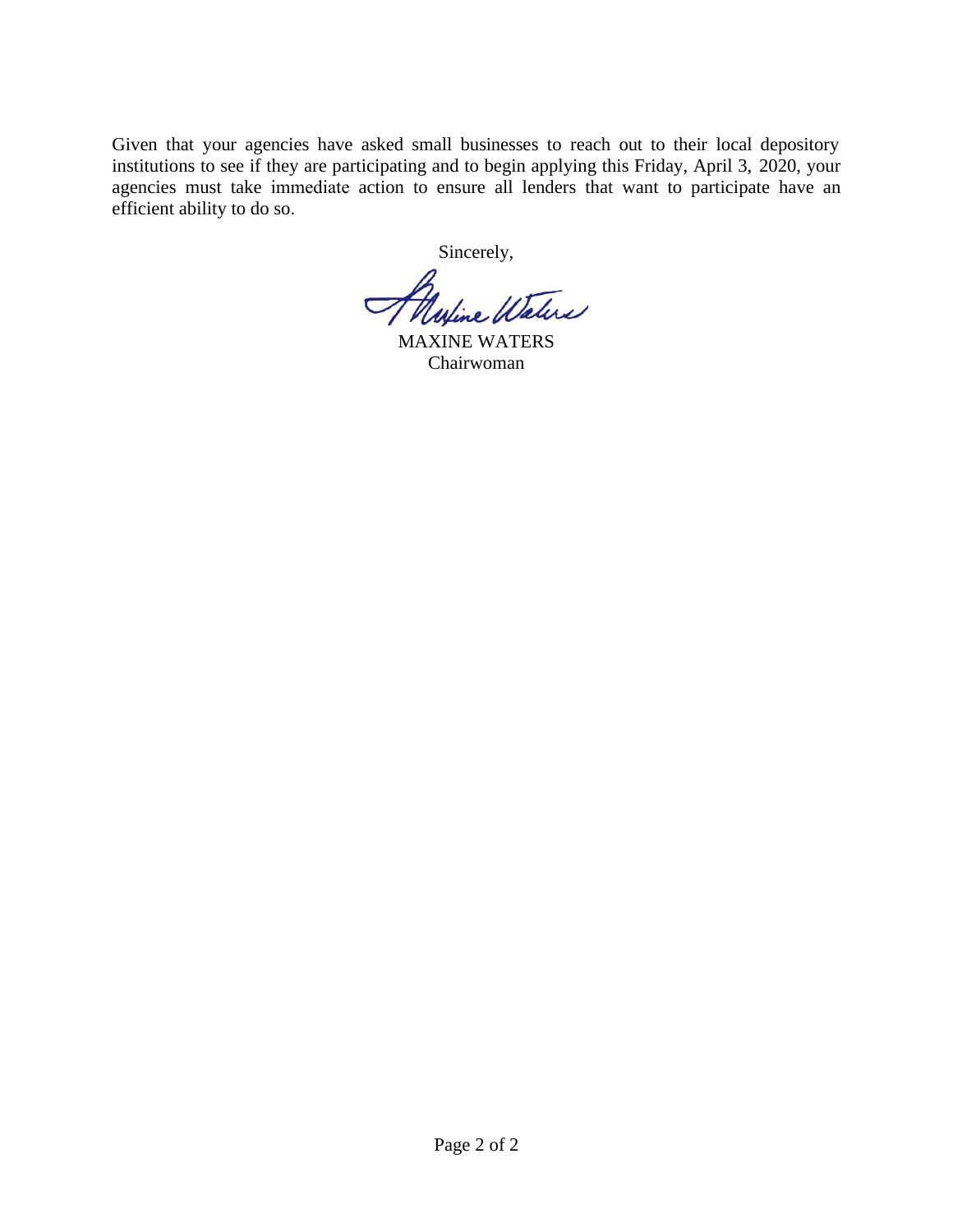Given that your agencies have asked small businesses to reach out to their local depository institutions to see if they are participating and to begin applying this Friday, April 3, 2020, your agencies must take immediate action to ensure all lenders that want to participate have an efficient ability to do so.

Sincerely,

MAXINE WATERS
Chairwoman